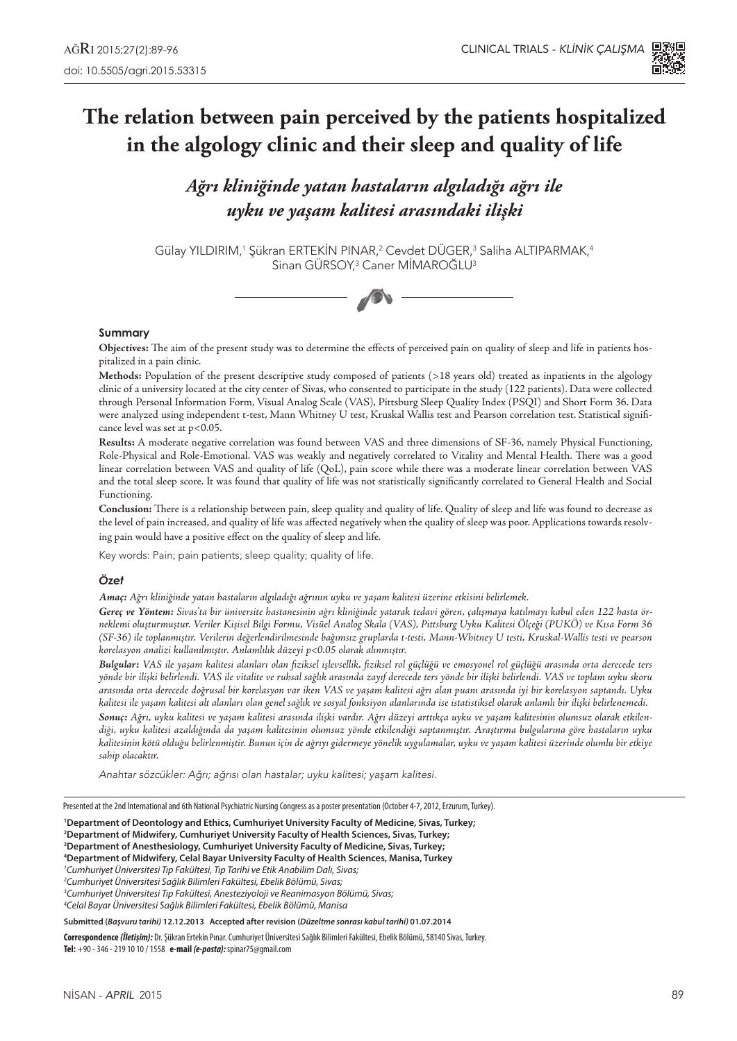# The relation between pain perceived by the patients hospitalized in the algology clinic and their sleep and quality of life

## *Ağrı kliniğinde yatan hastaların algıladığı ağrı ile uyku ve yaşam kalitesi arasındaki ilişki*

Gülay YILDIRIM,[1] Şükran ERTEKİN PINAR,[2] Cevdet DÜGER,[3] Saliha ALTIPARMAK,[4] Sinan GÜRSOY,[3] Caner MİMAROĞLU[3]

### Summary

**Objectives:** The aim of the present study was to determine the effects of perceived pain on quality of sleep and life in patients hospitalized in a pain clinic.

**Methods:** Population of the present descriptive study composed of patients (>18 years old) treated as inpatients in the algology clinic of a university located at the city center of Sivas, who consented to participate in the study (122 patients). Data were collected through Personal Information Form, Visual Analog Scale (VAS), Pittsburg Sleep Quality Index (PSQI) and Short Form 36. Data were analyzed using independent t-test, Mann Whitney U test, Kruskal Wallis test and Pearson correlation test. Statistical significance level was set at $p<0.05$.

**Results:** A moderate negative correlation was found between VAS and three dimensions of SF-36, namely Physical Functioning, Role-Physical and Role-Emotional. VAS was weakly and negatively correlated to Vitality and Mental Health. There was a good linear correlation between VAS and quality of life (QoL), pain score while there was a moderate linear correlation between VAS and the total sleep score. It was found that quality of life was not statistically significantly correlated to General Health and Social Functioning.

**Conclusion:** There is a relationship between pain, sleep quality and quality of life. Quality of sleep and life was found to decrease as the level of pain increased, and quality of life was affected negatively when the quality of sleep was poor. Applications towards resolving pain would have a positive effect on the quality of sleep and life.

Key words: Pain; pain patients; sleep quality; quality of life.

### *Özet*

***Amaç:*** *Ağrı kliniğinde yatan hastaların algıladığı ağrının uyku ve yaşam kalitesi üzerine etkisini belirlemek.*

***Gereç ve Yöntem:*** *Sivas'ta bir üniversite hastanesinin ağrı kliniğinde yatarak tedavi gören, çalışmaya katılmayı kabul eden 122 hasta örneklemi oluşturmuştur. Veriler Kişisel Bilgi Formu, Visüel Analog Skala (VAS), Pittsburg Uyku Kalitesi Ölçeği (PUKÖ) ve Kısa Form 36 (SF-36) ile toplanmıştır. Verilerin değerlendirilmesinde bağımsız gruplarda t-testi, Mann-Whitney U testi, Kruskal-Wallis testi ve pearson korelasyon analizi kullanılmıştır. Anlamlılık düzeyi p<0.05 olarak alınmıştır.*

***Bulgular:*** *VAS ile yaşam kalitesi alanları olan fiziksel işlevsellik, fiziksel rol güçlüğü ve emosyonel rol güçlüğü arasında orta derecede ters yönde bir ilişki belirlendi. VAS ile vitalite ve ruhsal sağlık arasında zayıf derecede ters yönde bir ilişki belirlendi. VAS ve toplam uyku skoru arasında orta derecede doğrusal bir korelasyon var iken VAS ve yaşam kalitesi ağrı alan puanı arasında iyi bir korelasyon saptandı. Uyku kalitesi ile yaşam kalitesi alt alanları olan genel sağlık ve sosyal fonksiyon alanlarında ise istatistiksel olarak anlamlı bir ilişki belirlenemedi.*

***Sonuç:*** *Ağrı, uyku kalitesi ve yaşam kalitesi arasında ilişki vardır. Ağrı düzeyi arttıkça uyku ve yaşam kalitesinin olumsuz olarak etkilendiği, uyku kalitesi azaldığında da yaşam kalitesinin olumsuz yönde etkilendiği saptanmıştır. Araştırma bulgularına göre hastaların uyku kalitesinin kötü olduğu belirlenmiştir. Bunun için de ağrıyı gidermeye yönelik uygulamalar, uyku ve yaşam kalitesi üzerinde olumlu bir etkiye sahip olacaktır.*

*Anahtar sözcükler: Ağrı; ağrısı olan hastalar; uyku kalitesi; yaşam kalitesi.*

---

Presented at the 2nd International and 6th National Psychiatric Nursing Congress as a poster presentation (October 4-7, 2012, Erzurum, Turkey).

**[1]Department of Deontology and Ethics, Cumhuriyet University Faculty of Medicine, Sivas, Turkey;**
**[2]Department of Midwifery, Cumhuriyet University Faculty of Health Sciences, Sivas, Turkey;**
**[3]Department of Anesthesiology, Cumhuriyet University Faculty of Medicine, Sivas, Turkey;**
**[4]Department of Midwifery, Celal Bayar University Faculty of Health Sciences, Manisa, Turkey**
*[1]Cumhuriyet Üniversitesi Tıp Fakültesi, Tıp Tarihi ve Etik Anabilim Dalı, Sivas;*
*[2]Cumhuriyet Üniversitesi Sağlık Bilimleri Fakültesi, Ebelik Bölümü, Sivas;*
*[3]Cumhuriyet Üniversitesi Tıp Fakültesi, Anesteziyoloji ve Reanimasyon Bölümü, Sivas;*
*[4]Celal Bayar Üniversitesi Sağlık Bilimleri Fakültesi, Ebelik Bölümü, Manisa*

**Submitted (*Başvuru tarihi*) 12.12.2013 Accepted after revision (*Düzeltme sonrası kabul tarihi*) 01.07.2014**

**Correspondence *(İletişim)*:** Dr. Şükran Ertekin Pınar. Cumhuriyet Üniversitesi Sağlık Bilimleri Fakültesi, Ebelik Bölümü, 58140 Sivas, Turkey.
**Tel:** +90 - 346 - 219 10 10 / 1558 **e-mail *(e-posta)*:** spinar75@gmail.com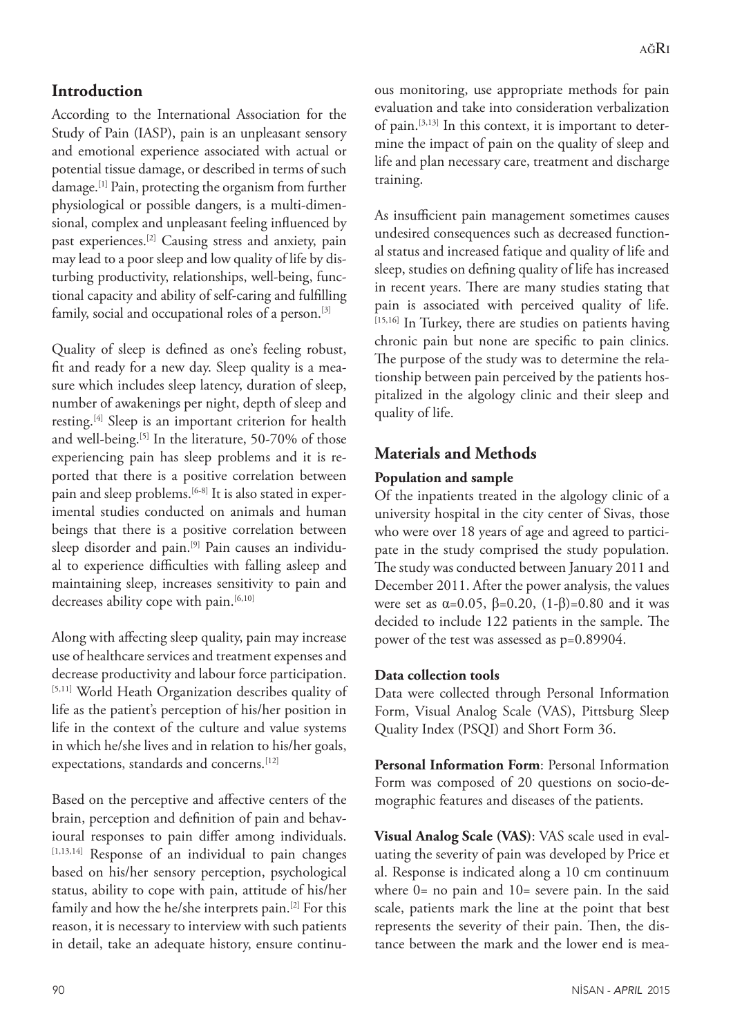## Introduction

According to the International Association for the Study of Pain (IASP), pain is an unpleasant sensory and emotional experience associated with actual or potential tissue damage, or described in terms of such damage.[1] Pain, protecting the organism from further physiological or possible dangers, is a multi-dimensional, complex and unpleasant feeling influenced by past experiences.[2] Causing stress and anxiety, pain may lead to a poor sleep and low quality of life by disturbing productivity, relationships, well-being, functional capacity and ability of self-caring and fulfilling family, social and occupational roles of a person.[3]

Quality of sleep is defined as one's feeling robust, fit and ready for a new day. Sleep quality is a measure which includes sleep latency, duration of sleep, number of awakenings per night, depth of sleep and resting.[4] Sleep is an important criterion for health and well-being.[5] In the literature, 50-70% of those experiencing pain has sleep problems and it is reported that there is a positive correlation between pain and sleep problems.[6-8] It is also stated in experimental studies conducted on animals and human beings that there is a positive correlation between sleep disorder and pain.[9] Pain causes an individual to experience difficulties with falling asleep and maintaining sleep, increases sensitivity to pain and decreases ability cope with pain.[6,10]

Along with affecting sleep quality, pain may increase use of healthcare services and treatment expenses and decrease productivity and labour force participation.[5,11] World Heath Organization describes quality of life as the patient's perception of his/her position in life in the context of the culture and value systems in which he/she lives and in relation to his/her goals, expectations, standards and concerns.[12]

Based on the perceptive and affective centers of the brain, perception and definition of pain and behavioural responses to pain differ among individuals.[1,13,14] Response of an individual to pain changes based on his/her sensory perception, psychological status, ability to cope with pain, attitude of his/her family and how the he/she interprets pain.[2] For this reason, it is necessary to interview with such patients in detail, take an adequate history, ensure continuous monitoring, use appropriate methods for pain evaluation and take into consideration verbalization of pain.[3,13] In this context, it is important to determine the impact of pain on the quality of sleep and life and plan necessary care, treatment and discharge training.

As insufficient pain management sometimes causes undesired consequences such as decreased functional status and increased fatique and quality of life and sleep, studies on defining quality of life has increased in recent years. There are many studies stating that pain is associated with perceived quality of life.[15,16] In Turkey, there are studies on patients having chronic pain but none are specific to pain clinics. The purpose of the study was to determine the relationship between pain perceived by the patients hospitalized in the algology clinic and their sleep and quality of life.

## Materials and Methods

### Population and sample

Of the inpatients treated in the algology clinic of a university hospital in the city center of Sivas, those who were over 18 years of age and agreed to participate in the study comprised the study population. The study was conducted between January 2011 and December 2011. After the power analysis, the values were set as $\alpha=0.05$, $\beta=0.20$, $(1-\beta)=0.80$ and it was decided to include 122 patients in the sample. The power of the test was assessed as p=0.89904.

### Data collection tools

Data were collected through Personal Information Form, Visual Analog Scale (VAS), Pittsburg Sleep Quality Index (PSQI) and Short Form 36.

**Personal Information Form**: Personal Information Form was composed of 20 questions on socio-demographic features and diseases of the patients.

**Visual Analog Scale (VAS)**: VAS scale used in evaluating the severity of pain was developed by Price et al. Response is indicated along a 10 cm continuum where 0= no pain and 10= severe pain. In the said scale, patients mark the line at the point that best represents the severity of their pain. Then, the distance between the mark and the lower end is mea-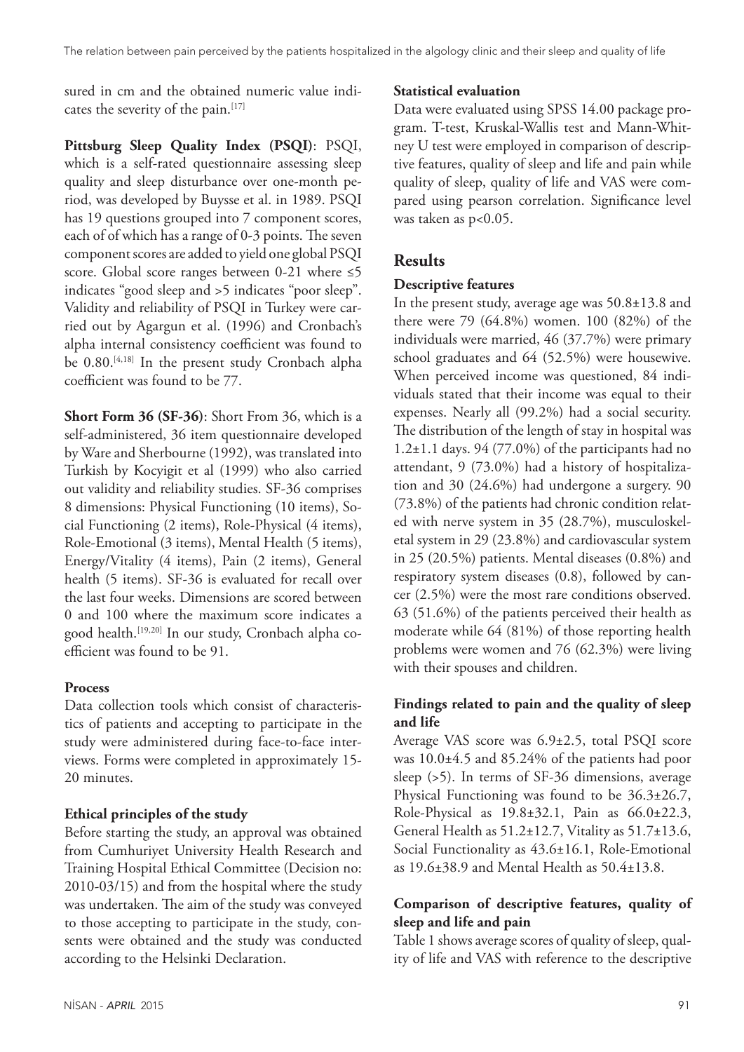sured in cm and the obtained numeric value indicates the severity of the pain.[17]

**Pittsburg Sleep Quality Index (PSQI)**: PSQI, which is a self-rated questionnaire assessing sleep quality and sleep disturbance over one-month period, was developed by Buysse et al. in 1989. PSQI has 19 questions grouped into 7 component scores, each of of which has a range of 0-3 points. The seven component scores are added to yield one global PSQI score. Global score ranges between 0-21 where ≤5 indicates "good sleep and >5 indicates "poor sleep". Validity and reliability of PSQI in Turkey were carried out by Agargun et al. (1996) and Cronbach's alpha internal consistency coefficient was found to be 0.80.[4,18] In the present study Cronbach alpha coefficient was found to be 77.

**Short Form 36 (SF-36)**: Short From 36, which is a self-administered, 36 item questionnaire developed by Ware and Sherbourne (1992), was translated into Turkish by Kocyigit et al (1999) who also carried out validity and reliability studies. SF-36 comprises 8 dimensions: Physical Functioning (10 items), Social Functioning (2 items), Role-Physical (4 items), Role-Emotional (3 items), Mental Health (5 items), Energy/Vitality (4 items), Pain (2 items), General health (5 items). SF-36 is evaluated for recall over the last four weeks. Dimensions are scored between 0 and 100 where the maximum score indicates a good health.[19,20] In our study, Cronbach alpha coefficient was found to be 91.

### Process

Data collection tools which consist of characteristics of patients and accepting to participate in the study were administered during face-to-face interviews. Forms were completed in approximately 15-20 minutes.

### Ethical principles of the study

Before starting the study, an approval was obtained from Cumhuriyet University Health Research and Training Hospital Ethical Committee (Decision no: 2010-03/15) and from the hospital where the study was undertaken. The aim of the study was conveyed to those accepting to participate in the study, consents were obtained and the study was conducted according to the Helsinki Declaration.

### Statistical evaluation

Data were evaluated using SPSS 14.00 package program. T-test, Kruskal-Wallis test and Mann-Whitney U test were employed in comparison of descriptive features, quality of sleep and life and pain while quality of sleep, quality of life and VAS were compared using pearson correlation. Significance level was taken as $p<0.05$.

## Results

### Descriptive features

In the present study, average age was 50.8±13.8 and there were 79 (64.8%) women. 100 (82%) of the individuals were married, 46 (37.7%) were primary school graduates and 64 (52.5%) were housewive. When perceived income was questioned, 84 individuals stated that their income was equal to their expenses. Nearly all (99.2%) had a social security. The distribution of the length of stay in hospital was 1.2±1.1 days. 94 (77.0%) of the participants had no attendant, 9 (73.0%) had a history of hospitalization and 30 (24.6%) had undergone a surgery. 90 (73.8%) of the patients had chronic condition related with nerve system in 35 (28.7%), musculoskeletal system in 29 (23.8%) and cardiovascular system in 25 (20.5%) patients. Mental diseases (0.8%) and respiratory system diseases (0.8), followed by cancer (2.5%) were the most rare conditions observed. 63 (51.6%) of the patients perceived their health as moderate while 64 (81%) of those reporting health problems were women and 76 (62.3%) were living with their spouses and children.

### Findings related to pain and the quality of sleep and life

Average VAS score was 6.9±2.5, total PSQI score was 10.0±4.5 and 85.24% of the patients had poor sleep (>5). In terms of SF-36 dimensions, average Physical Functioning was found to be 36.3±26.7, Role-Physical as 19.8±32.1, Pain as 66.0±22.3, General Health as 51.2±12.7, Vitality as 51.7±13.6, Social Functionality as 43.6±16.1, Role-Emotional as 19.6±38.9 and Mental Health as 50.4±13.8.

### Comparison of descriptive features, quality of sleep and life and pain

Table 1 shows average scores of quality of sleep, quality of life and VAS with reference to the descriptive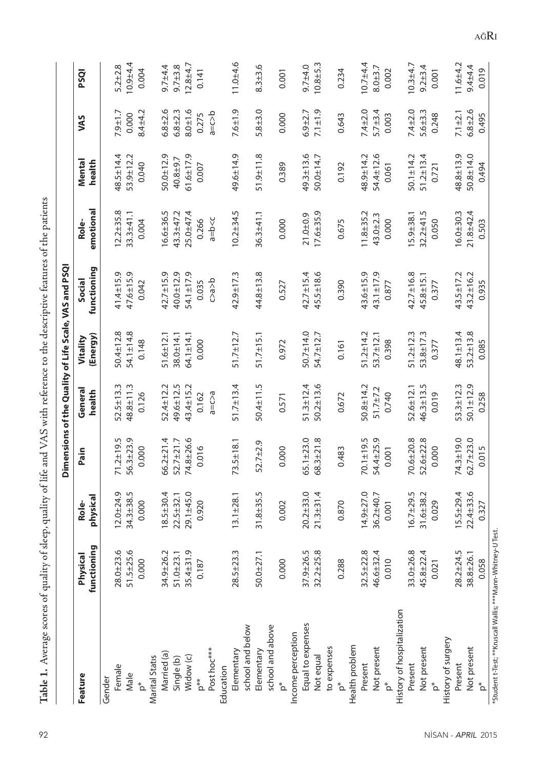**Table 1.** Average scores of quality of sleep, quality of life and VAS with reference to the descriptive features of the patients

| Feature | Dimensions of the Quality of Life Scale, VAS and PSQI | | | | | | | | | |
|---|---|---|---|---|---|---|---|---|---|---|
| | Physical functioning | Role-physical | Pain | General health | Vitality (Energy) | Social functioning | Role-emotional | Mental health | VAS | PSQI |
| Gender | | | | | | | | | | |
| Female | 28.0±23.6 | 12.0±24.9 | 71.2±19.5 | 52.5±13.3 | 50.4±12.8 | 41.4±15.9 | 12.2±35.8 | 48.5±14.4 | 7.9±1.7 | 5.2±2.8 |
| Male | 51.5±25.6 | 34.3±38.5 | 56.3±23.9 | 48.8±11.3 | 54.1±14.8 | 47.6±15.9 | 33.3±41.1 | 53.9±12.2 | 0.000 | 10.9±4.4 |
| p* | 0.000 | 0.000 | 0.000 | 0.126 | 0.148 | 0.042 | 0.004 | 0.040 | 8.4±4.2 | 0.004 |
| Marital Statis | | | | | | | | | | |
| Married (a) | 34.9±26.2 | 18.5±30.4 | 66.2±21.4 | 52.4±12.2 | 51.6±12.1 | 42.7±15.9 | 16.6±36.5 | 50.0±12.9 | 6.8±2.6 | 9.7±4.4 |
| Single (b) | 51.0±23.1 | 22.5±32.1 | 52.7±21.7 | 49.6±12.5 | 38.0±14.1 | 40.0±12.9 | 43.3±47.2 | 40.8±9.7 | 6.8±2.3 | 9.7±3.8 |
| Widow (c) | 35.4±31.9 | 29.1±45.0 | 74.8±26.6 | 43.4±15.2 | 64.1±14.1 | 54.1±17.9 | 25.0±47.4 | 61.6±17.9 | 8.0±1.6 | 12.8±4.7 |
| p** | 0.187 | 0.920 | 0.016 | 0.162 | 0.000 | 0.035 | 0.266 | 0.007 | 0.275 | 0.141 |
| Post hoc*** | | | | a=c>a | | c>a>b | a=b<c | | a=c>b | |
| Education | | | | | | | | | | |
| Elementary school and below | 28.5±23.3 | 13.1±28.1 | 73.5±18.1 | 51.7±13.4 | 51.7±12.7 | 42.9±17.3 | 10.2±34.5 | 49.6±14.9 | 7.6±1.9 | 11.0±4.6 |
| Elementary school and above | 50.0±27.1 | 31.8±35.5 | 52.7±2.9 | 50.4±11.5 | 51.7±15.1 | 44.8±13.8 | 36.3±41.1 | 51.9±11.8 | 5.8±3.0 | 8.3±3.6 |
| p* | 0.000 | 0.002 | 0.000 | 0.571 | 0.972 | 0.527 | 0.000 | 0.389 | 0.000 | 0.001 |
| Income perception | | | | | | | | | | |
| Equal to expenses | 37.9±26.5 | 20.2±33.0 | 65.1±23.0 | 51.3±12.4 | 50.7±14.0 | 42.7±15.4 | 21.0±0.9 | 49.3±13.6 | 6.9±2.7 | 9.7±4.0 |
| Not equal to expenses | 32.2±25.8 | 21.3±31.4 | 68.3±21.8 | 50.2±13.6 | 54.7±12.7 | 45.5±18.6 | 17.6±35.9 | 50.0±14.7 | 7.1±1.9 | 10.8±5.3 |
| p* | 0.288 | 0.870 | 0.483 | 0.672 | 0.161 | 0.390 | 0.675 | 0.192 | 0.643 | 0.234 |
| Health problem | | | | | | | | | | |
| Present | 32.5±22.8 | 14.9±27.0 | 70.1±19.5 | 50.8±14.2 | 51.2±14.2 | 43.6±15.9 | 11.8±35.2 | 48.9±14.2 | 7.4±2.0 | 10.7±4.4 |
| Not present | 46.6±32.4 | 36.2±40.7 | 54.4±25.9 | 51.7±7.2 | 53.7±12.1 | 43.1±17.9 | 43.0±2.3 | 54.4±12.6 | 5.7±3.4 | 8.0±3.7 |
| p* | 0.010 | 0.001 | 0.001 | 0.740 | 0.398 | 0.877 | 0.000 | 0.061 | 0.003 | 0.002 |
| History of hospitalization | | | | | | | | | | |
| Present | 33.0±26.8 | 16.7±29.5 | 70.6±20.8 | 52.6±12.1 | 51.2±12.3 | 42.7±16.8 | 15.9±38.1 | 50.1±14.2 | 7.4±2.0 | 10.3±4.7 |
| Not present | 45.8±22.4 | 31.6±38.2 | 52.6±22.8 | 46.3±13.5 | 53.8±17.3 | 45.8±15.1 | 32.2±41.5 | 51.2±13.4 | 5.6±3.3 | 9.2±3.4 |
| p* | 0.021 | 0.029 | 0.000 | 0.019 | 0.377 | 0.377 | 0.050 | 0.721 | 0.248 | 0.001 |
| History of surgery | | | | | | | | | | |
| Present | 28.2±24.5 | 15.5±29.4 | 74.3±19.0 | 53.3±12.3 | 48.1±13.4 | 43.5±17.2 | 16.0±30.3 | 48.8±13.9 | 7.1±2.1 | 11.6±4.2 |
| Not present | 38.8±26.1 | 22.4±33.6 | 62.7±23.0 | 50.1±12.9 | 53.2±13.8 | 43.2±16.2 | 21.8±42.4 | 50.8±14.0 | 6.8±2.6 | 9.4±4.4 |
| p* | 0.058 | 0.327 | 0.015 | 0.258 | 0.085 | 0.935 | 0.503 | 0.494 | 0.495 | 0.019 |

*Student t-Test; **Kruscall Wallis; ***Mann-Whitney-U Test.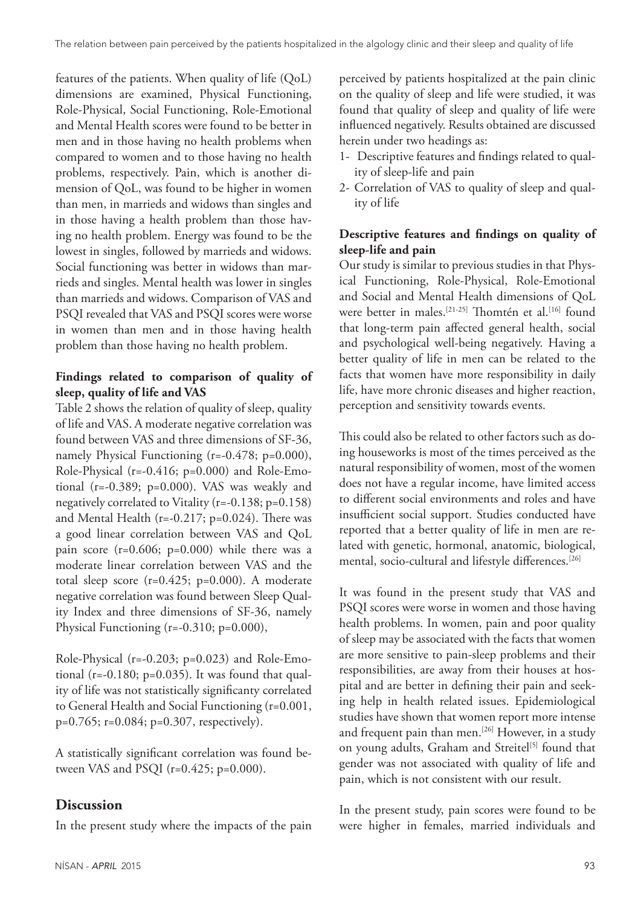features of the patients. When quality of life (QoL) dimensions are examined, Physical Functioning, Role-Physical, Social Functioning, Role-Emotional and Mental Health scores were found to be better in men and in those having no health problems when compared to women and to those having no health problems, respectively. Pain, which is another dimension of QoL, was found to be higher in women than men, in marrieds and widows than singles and in those having a health problem than those having no health problem. Energy was found to be the lowest in singles, followed by marrieds and widows. Social functioning was better in widows than marrieds and singles. Mental health was lower in singles than marrieds and widows. Comparison of VAS and PSQI revealed that VAS and PSQI scores were worse in women than men and in those having health problem than those having no health problem.

**Findings related to comparison of quality of sleep, quality of life and VAS**

Table 2 shows the relation of quality of sleep, quality of life and VAS. A moderate negative correlation was found between VAS and three dimensions of SF-36, namely Physical Functioning (r=-0.478; p=0.000), Role-Physical (r=-0.416; p=0.000) and Role-Emotional (r=-0.389; p=0.000). VAS was weakly and negatively correlated to Vitality (r=-0.138; p=0.158) and Mental Health (r=-0.217; p=0.024). There was a good linear correlation between VAS and QoL pain score (r=0.606; p=0.000) while there was a moderate linear correlation between VAS and the total sleep score (r=0.425; p=0.000). A moderate negative correlation was found between Sleep Quality Index and three dimensions of SF-36, namely Physical Functioning (r=-0.310; p=0.000),

Role-Physical (r=-0.203; p=0.023) and Role-Emotional (r=-0.180; p=0.035). It was found that quality of life was not statistically significanty correlated to General Health and Social Functioning (r=0.001, p=0.765; r=0.084; p=0.307, respectively).

A statistically significant correlation was found between VAS and PSQI (r=0.425; p=0.000).

## Discussion

In the present study where the impacts of the pain perceived by patients hospitalized at the pain clinic on the quality of sleep and life were studied, it was found that quality of sleep and quality of life were influenced negatively. Results obtained are discussed herein under two headings as:

1- Descriptive features and findings related to quality of sleep-life and pain
2- Correlation of VAS to quality of sleep and quality of life

**Descriptive features and findings on quality of sleep-life and pain**

Our study is similar to previous studies in that Physical Functioning, Role-Physical, Role-Emotional and Social and Mental Health dimensions of QoL were better in males.[21-25] Thomtén et al.[16] found that long-term pain affected general health, social and psychological well-being negatively. Having a better quality of life in men can be related to the facts that women have more responsibility in daily life, have more chronic diseases and higher reaction, perception and sensitivity towards events.

This could also be related to other factors such as doing houseworks is most of the times perceived as the natural responsibility of women, most of the women does not have a regular income, have limited access to different social environments and roles and have insufficient social support. Studies conducted have reported that a better quality of life in men are related with genetic, hormonal, anatomic, biological, mental, socio-cultural and lifestyle differences.[26]

It was found in the present study that VAS and PSQI scores were worse in women and those having health problems. In women, pain and poor quality of sleep may be associated with the facts that women are more sensitive to pain-sleep problems and their responsibilities, are away from their houses at hospital and are better in defining their pain and seeking help in health related issues. Epidemiological studies have shown that women report more intense and frequent pain than men.[26] However, in a study on young adults, Graham and Streitel[5] found that gender was not associated with quality of life and pain, which is not consistent with our result.

In the present study, pain scores were found to be were higher in females, married individuals and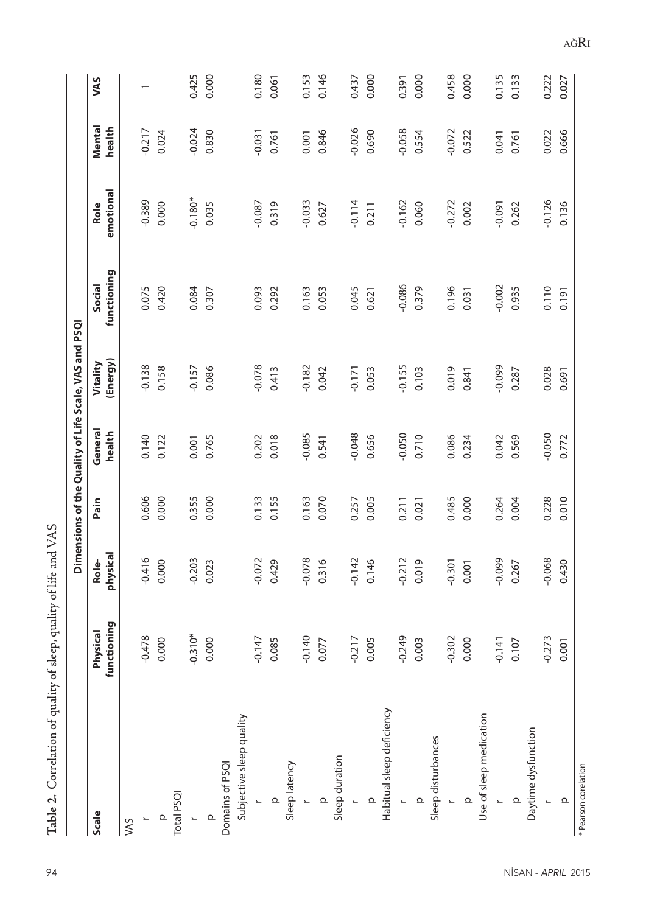**Table 2.** Correlation of quality of sleep, quality of life and VAS

| Scale | Dimensions of the Quality of Life Scale, VAS and PSQI | | | | | | | | |
|---|---|---|---|---|---|---|---|---|---|
| | Physical functioning | Role-physical | Pain | General health | Vitality (Energy) | Social functioning | Role emotional | Mental health | VAS |
| VAS | | | | | | | | | |
| r | -0.478 | -0.416 | 0.606 | 0.140 | -0.138 | 0.075 | -0.389 | -0.217 | 1 |
| p | 0.000 | 0.000 | 0.000 | 0.122 | 0.158 | 0.420 | 0.000 | 0.024 | |
| Total PSQI | | | | | | | | | |
| r | -0.310* | -0.203 | 0.355 | 0.001 | -0.157 | 0.084 | -0.180* | -0.024 | 0.425 |
| p | 0.000 | 0.023 | 0.000 | 0.765 | 0.086 | 0.307 | 0.035 | 0.830 | 0.000 |
| Domains of PSQI | | | | | | | | | |
| Subjective sleep quality | | | | | | | | | |
| r | -0.147 | -0.072 | 0.133 | 0.202 | -0.078 | 0.093 | -0.087 | -0.031 | 0.180 |
| p | 0.085 | 0.429 | 0.155 | 0.018 | 0.413 | 0.292 | 0.319 | 0.761 | 0.061 |
| Sleep latency | | | | | | | | | |
| r | -0.140 | -0.078 | 0.163 | -0.085 | -0.182 | 0.163 | -0.033 | 0.001 | 0.153 |
| p | 0.077 | 0.316 | 0.070 | 0.541 | 0.042 | 0.053 | 0.627 | 0.846 | 0.146 |
| Sleep duration | | | | | | | | | |
| r | -0.217 | -0.142 | 0.257 | -0.048 | -0.171 | 0.045 | -0.114 | -0.026 | 0.437 |
| p | 0.005 | 0.146 | 0.005 | 0.656 | 0.053 | 0.621 | 0.211 | 0.690 | 0.000 |
| Habitual sleep deficiency | | | | | | | | | |
| r | -0.249 | -0.212 | 0.211 | -0.050 | -0.155 | -0.086 | -0.162 | -0.058 | 0.391 |
| p | 0.003 | 0.019 | 0.021 | 0.710 | 0.103 | 0.379 | 0.060 | 0.554 | 0.000 |
| Sleep disturbances | | | | | | | | | |
| r | -0.302 | -0.301 | 0.485 | 0.086 | 0.019 | 0.196 | -0.272 | -0.072 | 0.458 |
| p | 0.000 | 0.001 | 0.000 | 0.234 | 0.841 | 0.031 | 0.002 | 0.522 | 0.000 |
| Use of sleep medication | | | | | | | | | |
| r | -0.141 | -0.099 | 0.264 | 0.042 | -0.099 | -0.002 | -0.091 | 0.041 | 0.135 |
| p | 0.107 | 0.267 | 0.004 | 0.569 | 0.287 | 0.935 | 0.262 | 0.761 | 0.133 |
| Daytime dysfunction | | | | | | | | | |
| r | -0.273 | -0.068 | 0.228 | -0.050 | 0.028 | 0.110 | -0.126 | 0.022 | 0.222 |
| p | 0.001 | 0.430 | 0.010 | 0.772 | 0.691 | 0.191 | 0.136 | 0.666 | 0.027 |

\* Pearson corelation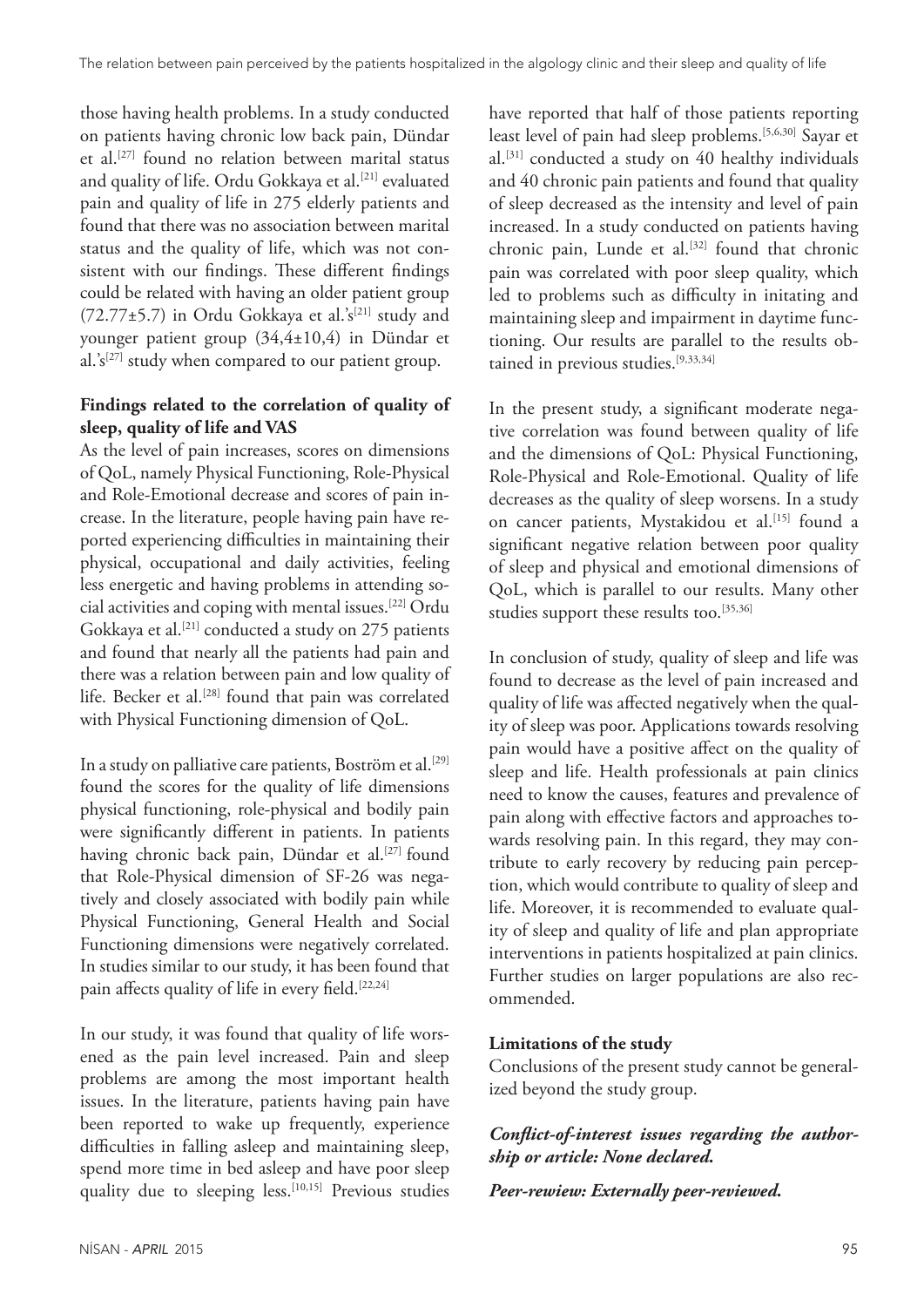those having health problems. In a study conducted on patients having chronic low back pain, Dündar et al.[27] found no relation between marital status and quality of life. Ordu Gokkaya et al.[21] evaluated pain and quality of life in 275 elderly patients and found that there was no association between marital status and the quality of life, which was not consistent with our findings. These different findings could be related with having an older patient group (72.77±5.7) in Ordu Gokkaya et al.'s[21] study and younger patient group (34,4±10,4) in Dündar et al.'s[27] study when compared to our patient group.

**Findings related to the correlation of quality of sleep, quality of life and VAS**

As the level of pain increases, scores on dimensions of QoL, namely Physical Functioning, Role-Physical and Role-Emotional decrease and scores of pain increase. In the literature, people having pain have reported experiencing difficulties in maintaining their physical, occupational and daily activities, feeling less energetic and having problems in attending social activities and coping with mental issues.[22] Ordu Gokkaya et al.[21] conducted a study on 275 patients and found that nearly all the patients had pain and there was a relation between pain and low quality of life. Becker et al.[28] found that pain was correlated with Physical Functioning dimension of QoL.

In a study on palliative care patients, Boström et al.[29] found the scores for the quality of life dimensions physical functioning, role-physical and bodily pain were significantly different in patients. In patients having chronic back pain, Dündar et al.[27] found that Role-Physical dimension of SF-26 was negatively and closely associated with bodily pain while Physical Functioning, General Health and Social Functioning dimensions were negatively correlated. In studies similar to our study, it has been found that pain affects quality of life in every field.[22,24]

In our study, it was found that quality of life worsened as the pain level increased. Pain and sleep problems are among the most important health issues. In the literature, patients having pain have been reported to wake up frequently, experience difficulties in falling asleep and maintaining sleep, spend more time in bed asleep and have poor sleep quality due to sleeping less.[10,15] Previous studies have reported that half of those patients reporting least level of pain had sleep problems.[5,6,30] Sayar et al.[31] conducted a study on 40 healthy individuals and 40 chronic pain patients and found that quality of sleep decreased as the intensity and level of pain increased. In a study conducted on patients having chronic pain, Lunde et al.[32] found that chronic pain was correlated with poor sleep quality, which led to problems such as difficulty in initating and maintaining sleep and impairment in daytime functioning. Our results are parallel to the results obtained in previous studies.[9,33,34]

In the present study, a significant moderate negative correlation was found between quality of life and the dimensions of QoL: Physical Functioning, Role-Physical and Role-Emotional. Quality of life decreases as the quality of sleep worsens. In a study on cancer patients, Mystakidou et al.[15] found a significant negative relation between poor quality of sleep and physical and emotional dimensions of QoL, which is parallel to our results. Many other studies support these results too.[35,36]

In conclusion of study, quality of sleep and life was found to decrease as the level of pain increased and quality of life was affected negatively when the quality of sleep was poor. Applications towards resolving pain would have a positive affect on the quality of sleep and life. Health professionals at pain clinics need to know the causes, features and prevalence of pain along with effective factors and approaches towards resolving pain. In this regard, they may contribute to early recovery by reducing pain perception, which would contribute to quality of sleep and life. Moreover, it is recommended to evaluate quality of sleep and quality of life and plan appropriate interventions in patients hospitalized at pain clinics. Further studies on larger populations are also recommended.

**Limitations of the study**

Conclusions of the present study cannot be generalized beyond the study group.

***Conflict-of-interest issues regarding the authorship or article: None declared.***

***Peer-rewiew: Externally peer-reviewed.***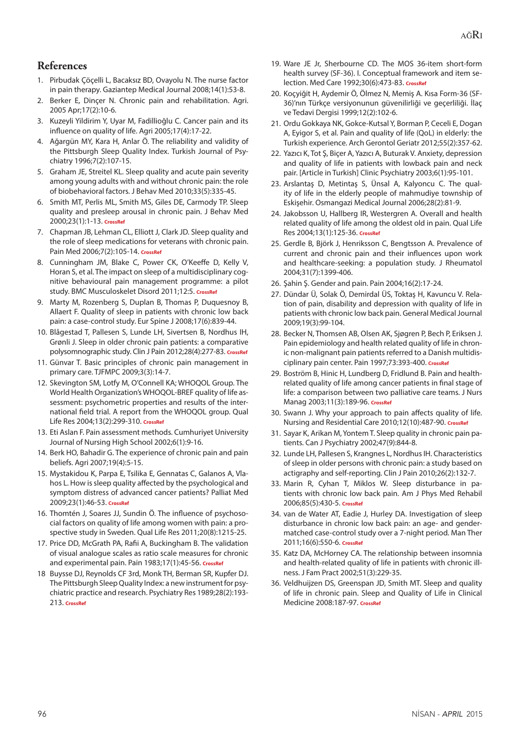## References

1. Pirbudak Çöçelli L, Bacaksız BD, Ovayolu N. The nurse factor in pain therapy. Gaziantep Medical Journal 2008;14(1):53-8.
2. Berker E, Dinçer N. Chronic pain and rehabilitation. Agri. 2005 Apr;17(2):10-6.
3. Kuzeyli Yildirim Y, Uyar M, Fadillioğlu C. Cancer pain and its influence on quality of life. Agri 2005;17(4):17-22.
4. Ağargün MY, Kara H, Anlar Ö. The reliability and validity of the Pittsburgh Sleep Quality Index. Turkish Journal of Psychiatry 1996;7(2):107-15.
5. Graham JE, Streitel KL. Sleep quality and acute pain severity among young adults with and without chronic pain: the role of biobehavioral factors. J Behav Med 2010;33(5):335-45.
6. Smith MT, Perlis ML, Smith MS, Giles DE, Carmody TP. Sleep quality and presleep arousal in chronic pain. J Behav Med 2000;23(1):1-13. CrossRef
7. Chapman JB, Lehman CL, Elliott J, Clark JD. Sleep quality and the role of sleep medications for veterans with chronic pain. Pain Med 2006;7(2):105-14. CrossRef
8. Cunningham JM, Blake C, Power CK, O'Keeffe D, Kelly V, Horan S, et al. The impact on sleep of a multidisciplinary cognitive behavioural pain management programme: a pilot study. BMC Musculoskelet Disord 2011;12:5. CrossRef
9. Marty M, Rozenberg S, Duplan B, Thomas P, Duquesnoy B, Allaert F. Quality of sleep in patients with chronic low back pain: a case-control study. Eur Spine J 2008;17(6):839-44.
10. Blågestad T, Pallesen S, Lunde LH, Sivertsen B, Nordhus IH, Grønli J. Sleep in older chronic pain patients: a comparative polysomnographic study. Clin J Pain 2012;28(4):277-83. CrossRef
11. Günvar T. Basic principles of chronic pain management in primary care. TJFMPC 2009;3(3):14-7.
12. Skevington SM, Lotfy M, O'Connell KA; WHOQOL Group. The World Health Organization's WHOQOL-BREF quality of life assessment: psychometric properties and results of the international field trial. A report from the WHOQOL group. Qual Life Res 2004;13(2):299-310. CrossRef
13. Eti Aslan F. Pain assessment methods. Cumhuriyet University Journal of Nursing High School 2002;6(1):9-16.
14. Berk HO, Bahadir G. The experience of chronic pain and pain beliefs. Agri 2007;19(4):5-15.
15. Mystakidou K, Parpa E, Tsilika E, Gennatas C, Galanos A, Vlahos L. How is sleep quality affected by the psychological and symptom distress of advanced cancer patients? Palliat Med 2009;23(1):46-53. CrossRef
16. Thomtén J, Soares JJ, Sundin Ö. The influence of psychosocial factors on quality of life among women with pain: a prospective study in Sweden. Qual Life Res 2011;20(8):1215-25.
17. Price DD, McGrath PA, Rafii A, Buckingham B. The validation of visual analogue scales as ratio scale measures for chronic and experimental pain. Pain 1983;17(1):45-56. CrossRef
18. Buysse DJ, Reynolds CF 3rd, Monk TH, Berman SR, Kupfer DJ. The Pittsburgh Sleep Quality Index: a new instrument for psychiatric practice and research. Psychiatry Res 1989;28(2):193-213. CrossRef
19. Ware JE Jr, Sherbourne CD. The MOS 36-item short-form health survey (SF-36). I. Conceptual framework and item selection. Med Care 1992;30(6):473-83. CrossRef
20. Koçyiğit H, Aydemir Ö, Ölmez N, Memiş A. Kısa Form-36 (SF-36)'nın Türkçe versiyonunun güvenilirliği ve geçerliliği. İlaç ve Tedavi Dergisi 1999;12(2):102-6.
21. Ordu Gokkaya NK, Gokce-Kutsal Y, Borman P, Ceceli E, Dogan A, Eyigor S, et al. Pain and quality of life (QoL) in elderly: the Turkish experience. Arch Gerontol Geriatr 2012;55(2):357-62.
22. Yazıcı K, Tot Ş, Biçer A, Yazıcı A, Buturak V. Anxiety, depression and quality of life in patients with lowback pain and neck pair. [Article in Turkish] Clinic Psychiatry 2003;6(1):95-101.
23. Arslantaş D, Metintaş S, Ünsal A, Kalyoncu C. The quality of life in the elderly people of mahmudiye township of Eskişehir. Osmangazi Medical Journal 2006;28(2):81-9.
24. Jakobsson U, Hallberg IR, Westergren A. Overall and health related quality of life among the oldest old in pain. Qual Life Res 2004;13(1):125-36. CrossRef
25. Gerdle B, Björk J, Henriksson C, Bengtsson A. Prevalence of current and chronic pain and their influences upon work and healthcare-seeking: a population study. J Rheumatol 2004;31(7):1399-406.
26. Şahin Ş. Gender and pain. Pain 2004;16(2):17-24.
27. Dündar Ü, Solak Ö, Demirdal ÜS, Toktaş H, Kavuncu V. Relation of pain, disability and depression with quality of life in patients with chronic low back pain. General Medical Journal 2009;19(3):99-104.
28. Becker N, Thomsen AB, Olsen AK, Sjøgren P, Bech P, Eriksen J. Pain epidemiology and health related quality of life in chronic non-malignant pain patients referred to a Danish multidisciplinary pain center. Pain 1997;73:393-400. CrossRef
29. Boström B, Hinic H, Lundberg D, Fridlund B. Pain and health-related quality of life among cancer patients in final stage of life: a comparison between two palliative care teams. J Nurs Manag 2003;11(3):189-96. CrossRef
30. Swann J. Why your approach to pain affects quality of life. Nursing and Residential Care 2010;12(10):487-90. CrossRef
31. Sayar K, Arikan M, Yontem T. Sleep quality in chronic pain patients. Can J Psychiatry 2002;47(9):844-8.
32. Lunde LH, Pallesen S, Krangnes L, Nordhus IH. Characteristics of sleep in older persons with chronic pain: a study based on actigraphy and self-reporting. Clin J Pain 2010;26(2):132-7.
33. Marin R, Cyhan T, Miklos W. Sleep disturbance in patients with chronic low back pain. Am J Phys Med Rehabil 2006;85(5):430-5. CrossRef
34. van de Water AT, Eadie J, Hurley DA. Investigation of sleep disturbance in chronic low back pain: an age- and gender-matched case-control study over a 7-night period. Man Ther 2011;16(6):550-6. CrossRef
35. Katz DA, McHorney CA. The relationship between insomnia and health-related quality of life in patients with chronic illness. J Fam Pract 2002;51(3):229-35.
36. Veldhuijzen DS, Greenspan JD, Smith MT. Sleep and quality of life in chronic pain. Sleep and Quality of Life in Clinical Medicine 2008:187-97. CrossRef